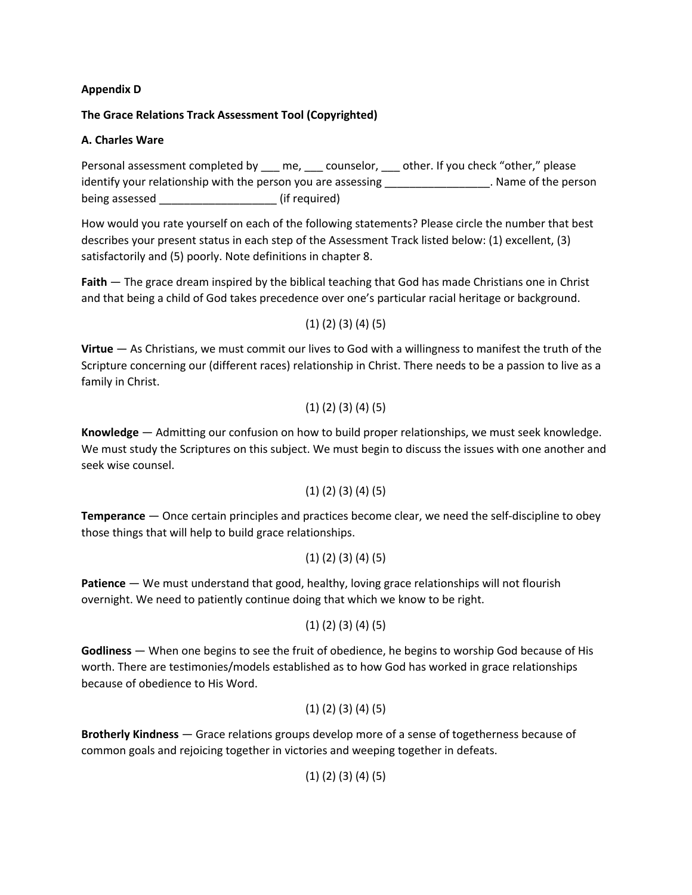**Appendix D**

**The Grace Relations Track Assessment Tool (Copyrighted)**

**A. Charles Ware**

Personal assessment completed by ___ me, ___ counselor, ___ other. If you check "other," please identify your relationship with the person you are assessing _________________. Name of the person being assessed ___________________ (if required)

How would you rate yourself on each of the following statements? Please circle the number that best describes your present status in each step of the Assessment Track listed below: (1) excellent, (3) satisfactorily and (5) poorly. Note definitions in chapter 8.

**Faith** — The grace dream inspired by the biblical teaching that God has made Christians one in Christ and that being a child of God takes precedence over one's particular racial heritage or background.

(1) (2) (3) (4) (5)

**Virtue** — As Christians, we must commit our lives to God with a willingness to manifest the truth of the Scripture concerning our (different races) relationship in Christ. There needs to be a passion to live as a family in Christ.

(1) (2) (3) (4) (5)

**Knowledge** — Admitting our confusion on how to build proper relationships, we must seek knowledge. We must study the Scriptures on this subject. We must begin to discuss the issues with one another and seek wise counsel.

(1) (2) (3) (4) (5)

**Temperance** — Once certain principles and practices become clear, we need the self-discipline to obey those things that will help to build grace relationships.

(1) (2) (3) (4) (5)

**Patience** — We must understand that good, healthy, loving grace relationships will not flourish overnight. We need to patiently continue doing that which we know to be right.

(1) (2) (3) (4) (5)

**Godliness** — When one begins to see the fruit of obedience, he begins to worship God because of His worth. There are testimonies/models established as to how God has worked in grace relationships because of obedience to His Word.

(1) (2) (3) (4) (5)

**Brotherly Kindness** — Grace relations groups develop more of a sense of togetherness because of common goals and rejoicing together in victories and weeping together in defeats.

(1) (2) (3) (4) (5)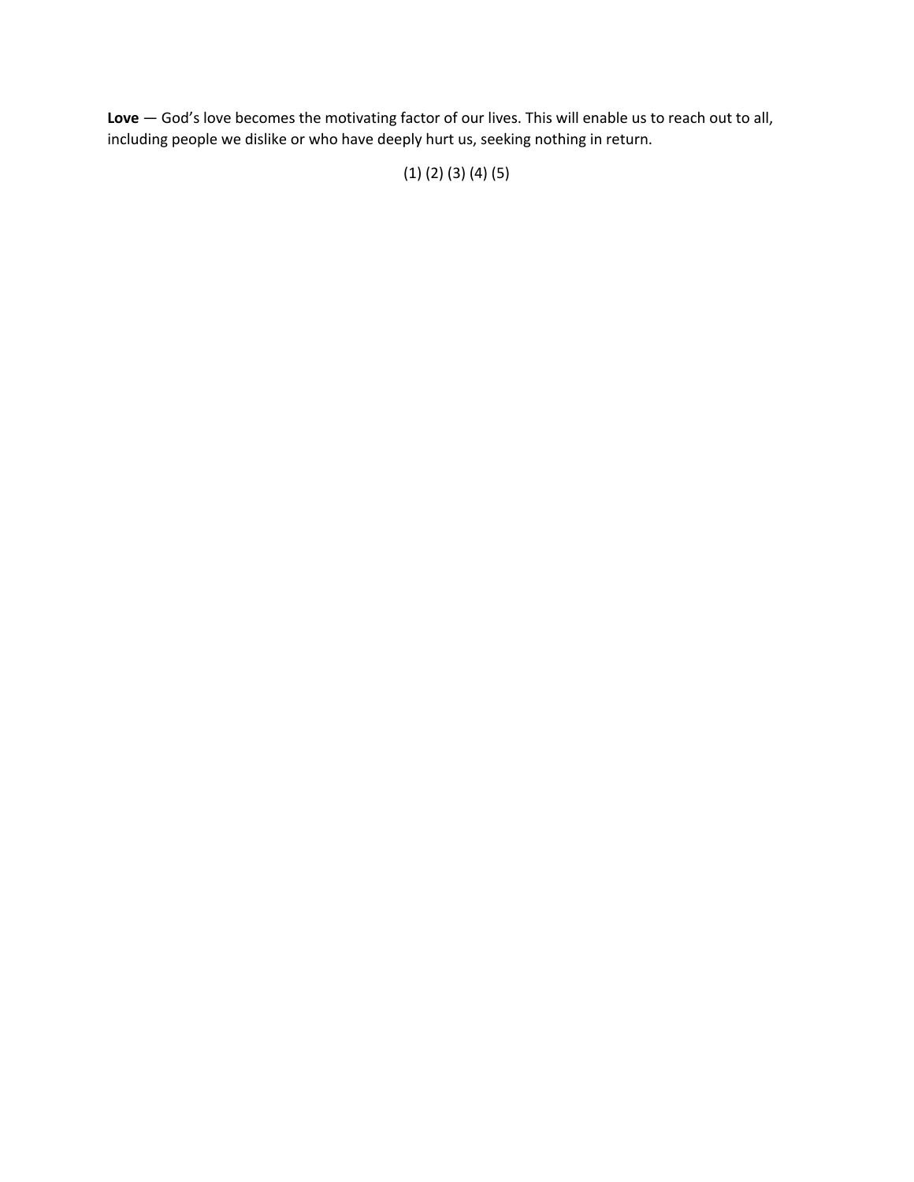**Love** — God's love becomes the motivating factor of our lives. This will enable us to reach out to all, including people we dislike or who have deeply hurt us, seeking nothing in return.

(1) (2) (3) (4) (5)